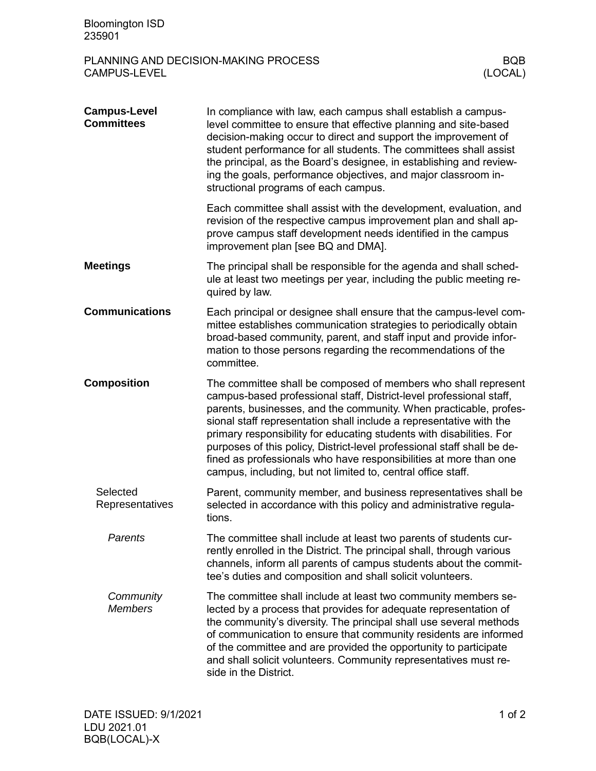Bloomington ISD
235901

# PLANNING AND DECISION-MAKING PROCESS CAMPUS-LEVEL

BQB (LOCAL)

## Campus-Level Committees

In compliance with law, each campus shall establish a campus-level committee to ensure that effective planning and site-based decision-making occur to direct and support the improvement of student performance for all students. The committees shall assist the principal, as the Board's designee, in establishing and reviewing the goals, performance objectives, and major classroom instructional programs of each campus.

Each committee shall assist with the development, evaluation, and revision of the respective campus improvement plan and shall approve campus staff development needs identified in the campus improvement plan [see BQ and DMA].

## Meetings

The principal shall be responsible for the agenda and shall schedule at least two meetings per year, including the public meeting required by law.

## Communications

Each principal or designee shall ensure that the campus-level committee establishes communication strategies to periodically obtain broad-based community, parent, and staff input and provide information to those persons regarding the recommendations of the committee.

## Composition

The committee shall be composed of members who shall represent campus-based professional staff, District-level professional staff, parents, businesses, and the community. When practicable, professional staff representation shall include a representative with the primary responsibility for educating students with disabilities. For purposes of this policy, District-level professional staff shall be defined as professionals who have responsibilities at more than one campus, including, but not limited to, central office staff.

### Selected Representatives

Parent, community member, and business representatives shall be selected in accordance with this policy and administrative regulations.

#### *Parents*

The committee shall include at least two parents of students currently enrolled in the District. The principal shall, through various channels, inform all parents of campus students about the committee's duties and composition and shall solicit volunteers.

#### *Community Members*

The committee shall include at least two community members selected by a process that provides for adequate representation of the community's diversity. The principal shall use several methods of communication to ensure that community residents are informed of the committee and are provided the opportunity to participate and shall solicit volunteers. Community representatives must reside in the District.

DATE ISSUED: 9/1/2021
LDU 2021.01
BQB(LOCAL)-X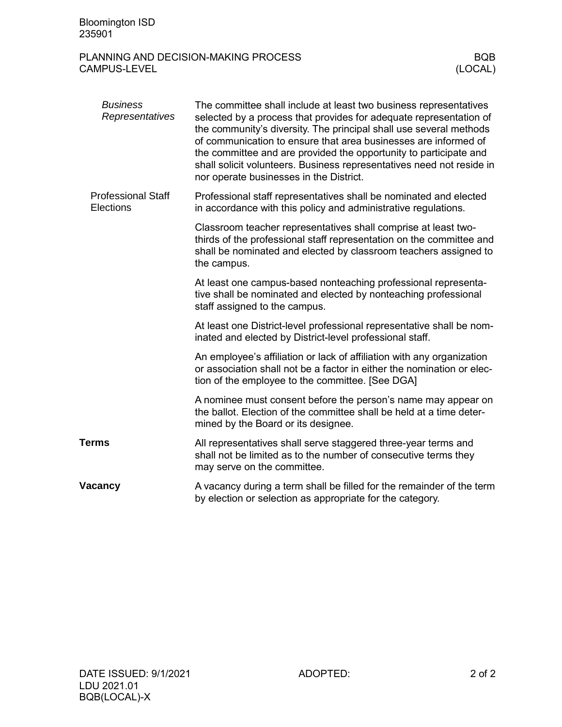*Business Representatives*

The committee shall include at least two business representatives selected by a process that provides for adequate representation of the community's diversity. The principal shall use several methods of communication to ensure that area businesses are informed of the committee and are provided the opportunity to participate and shall solicit volunteers. Business representatives need not reside in nor operate businesses in the District.

### Professional Staff Elections

Professional staff representatives shall be nominated and elected in accordance with this policy and administrative regulations.

Classroom teacher representatives shall comprise at least two-thirds of the professional staff representation on the committee and shall be nominated and elected by classroom teachers assigned to the campus.

At least one campus-based nonteaching professional representative shall be nominated and elected by nonteaching professional staff assigned to the campus.

At least one District-level professional representative shall be nominated and elected by District-level professional staff.

An employee's affiliation or lack of affiliation with any organization or association shall not be a factor in either the nomination or election of the employee to the committee. [See DGA]

A nominee must consent before the person's name may appear on the ballot. Election of the committee shall be held at a time determined by the Board or its designee.

## Terms

All representatives shall serve staggered three-year terms and shall not be limited as to the number of consecutive terms they may serve on the committee.

## Vacancy

A vacancy during a term shall be filled for the remainder of the term by election or selection as appropriate for the category.